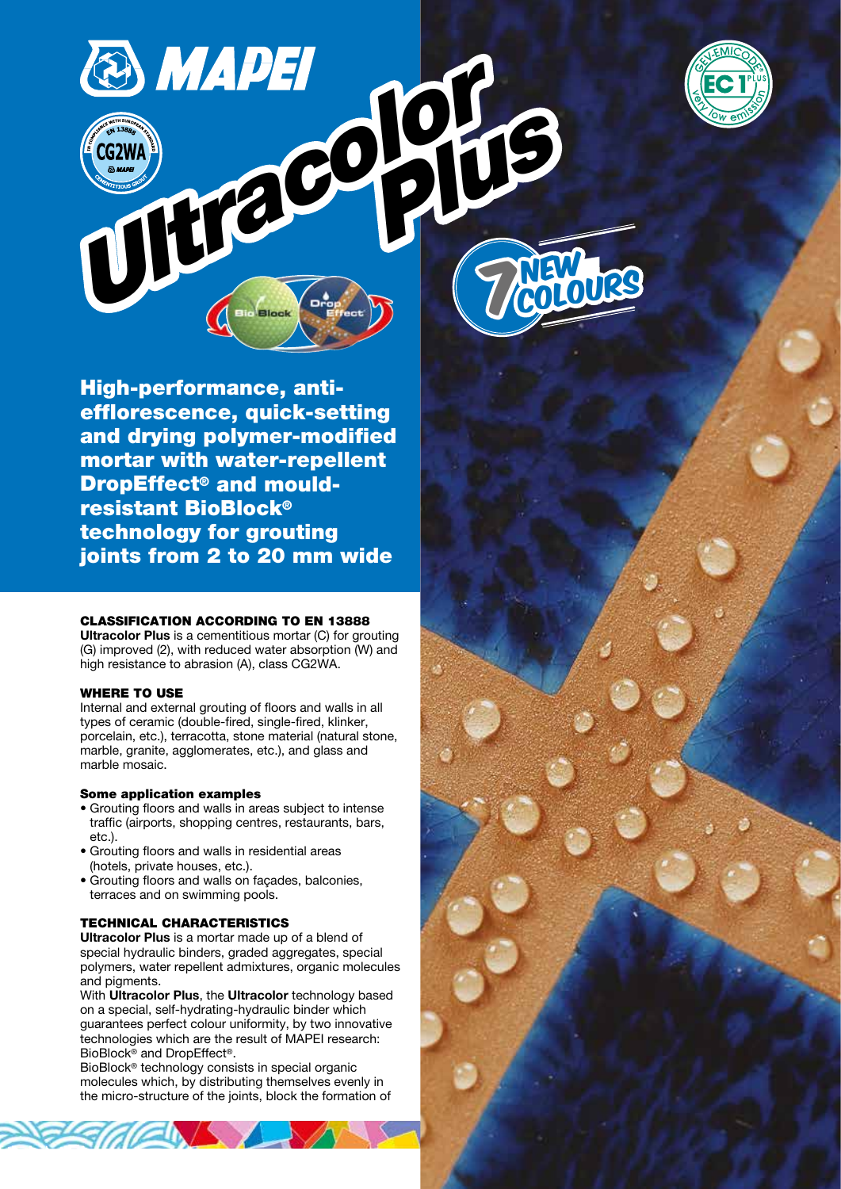# Ultracolor Plus

**7 NEW COLOURS**

## High-performance, anti-efflorescence, quick-setting and drying polymer-modified mortar with water-repellent DropEffect® and mould-resistant BioBlock® technology for grouting joints from 2 to 20 mm wide

### CLASSIFICATION ACCORDING TO EN 13888

**Ultracolor Plus** is a cementitious mortar (C) for grouting (G) improved (2), with reduced water absorption (W) and high resistance to abrasion (A), class CG2WA.

### WHERE TO USE

Internal and external grouting of floors and walls in all types of ceramic (double-fired, single-fired, klinker, porcelain, etc.), terracotta, stone material (natural stone, marble, granite, agglomerates, etc.), and glass and marble mosaic.

#### Some application examples

- Grouting floors and walls in areas subject to intense traffic (airports, shopping centres, restaurants, bars, etc.).
- Grouting floors and walls in residential areas (hotels, private houses, etc.).
- Grouting floors and walls on façades, balconies, terraces and on swimming pools.

### TECHNICAL CHARACTERISTICS

**Ultracolor Plus** is a mortar made up of a blend of special hydraulic binders, graded aggregates, special polymers, water repellent admixtures, organic molecules and pigments.

With **Ultracolor Plus**, the **Ultracolor** technology based on a special, self-hydrating-hydraulic binder which guarantees perfect colour uniformity, by two innovative technologies which are the result of MAPEI research: BioBlock® and DropEffect®.

BioBlock® technology consists in special organic molecules which, by distributing themselves evenly in the micro-structure of the joints, block the formation of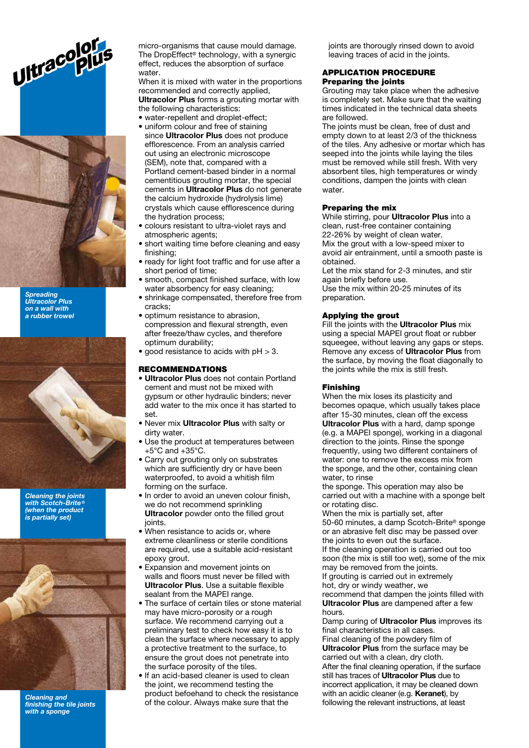micro-organisms that cause mould damage. The DropEffect® technology, with a synergic effect, reduces the absorption of surface water.
When it is mixed with water in the proportions recommended and correctly applied, **Ultracolor Plus** forms a grouting mortar with the following characteristics:

- water-repellent and droplet-effect;
- uniform colour and free of staining since **Ultracolor Plus** does not produce efflorescence. From an analysis carried out using an electronic microscope (SEM), note that, compared with a Portland cement-based binder in a normal cementitious grouting mortar, the special cements in **Ultracolor Plus** do not generate the calcium hydroxide (hydrolysis lime) crystals which cause efflorescence during the hydration process;
- colours resistant to ultra-violet rays and atmospheric agents;
- short waiting time before cleaning and easy finishing;
- ready for light foot traffic and for use after a short period of time;
- smooth, compact finished surface, with low water absorbency for easy cleaning;
- shrinkage compensated, therefore free from cracks;
- optimum resistance to abrasion, compression and flexural strength, even after freeze/thaw cycles, and therefore optimum durability;
- good resistance to acids with pH > 3.

## RECOMMENDATIONS

- **Ultracolor Plus** does not contain Portland cement and must not be mixed with gypsum or other hydraulic binders; never add water to the mix once it has started to set.
- Never mix **Ultracolor Plus** with salty or dirty water.
- Use the product at temperatures between +5°C and +35°C.
- Carry out grouting only on substrates which are sufficiently dry or have been waterproofed, to avoid a whitish film forming on the surface.
- In order to avoid an uneven colour finish, we do not recommend sprinkling **Ultracolor** powder onto the filled grout joints.
- When resistance to acids or, where extreme cleanliness or sterile conditions are required, use a suitable acid-resistant epoxy grout.
- Expansion and movement joints on walls and floors must never be filled with **Ultracolor Plus**. Use a suitable flexible sealant from the MAPEI range.
- The surface of certain tiles or stone material may have micro-porosity or a rough surface. We recommend carrying out a preliminary test to check how easy it is to clean the surface where necessary to apply a protective treatment to the surface, to ensure the grout does not penetrate into the surface porosity of the tiles.
- If an acid-based cleaner is used to clean the joint, we recommend testing the product befoehand to check the resistance of the colour. Always make sure that the joints are thorougly rinsed down to avoid leaving traces of acid in the joints.

## APPLICATION PROCEDURE

### Preparing the joints

Grouting may take place when the adhesive is completely set. Make sure that the waiting times indicated in the technical data sheets are followed.
The joints must be clean, free of dust and empty down to at least 2/3 of the thickness of the tiles. Any adhesive or mortar which has seeped into the joints while laying the tiles must be removed while still fresh. With very absorbent tiles, high temperatures or windy conditions, dampen the joints with clean water.

### Preparing the mix

While stirring, pour **Ultracolor Plus** into a clean, rust-free container containing 22-26% by weight of clean water.
Mix the grout with a low-speed mixer to avoid air entrainment, until a smooth paste is obtained.
Let the mix stand for 2-3 minutes, and stir again briefly before use.
Use the mix within 20-25 minutes of its preparation.

### Applying the grout

Fill the joints with the **Ultracolor Plus** mix using a special MAPEI grout float or rubber squeegee, without leaving any gaps or steps. Remove any excess of **Ultracolor Plus** from the surface, by moving the float diagonally to the joints while the mix is still fresh.

### Finishing

When the mix loses its plasticity and becomes opaque, which usually takes place after 15-30 minutes, clean off the excess **Ultracolor Plus** with a hard, damp sponge (e.g. a MAPEI sponge), working in a diagonal direction to the joints. Rinse the sponge frequently, using two different containers of water: one to remove the excess mix from the sponge, and the other, containing clean water, to rinse
the sponge. This operation may also be carried out with a machine with a sponge belt or rotating disc.
When the mix is partially set, after 50-60 minutes, a damp Scotch-Brite® sponge or an abrasive felt disc may be passed over the joints to even out the surface.
If the cleaning operation is carried out too soon (the mix is still too wet), some of the mix may be removed from the joints.
If grouting is carried out in extremely hot, dry or windy weather, we recommend that dampen the joints filled with **Ultracolor Plus** are dampened after a few hours.
Damp curing of **Ultracolor Plus** improves its final characteristics in all cases.
Final cleaning of the powdery film of **Ultracolor Plus** from the surface may be carried out with a clean, dry cloth.
After the final cleaning operation, if the surface still has traces of **Ultracolor Plus** due to incorrect application, it may be cleaned down with an acidic cleaner (e.g. **Keranet**), by following the relevant instructions, at least

*Spreading Ultracolor Plus on a wall with a rubber trowel*

*Cleaning the joints with Scotch-Brite® (when the product is partially set)*

*Cleaning and finishing the tile joints with a sponge*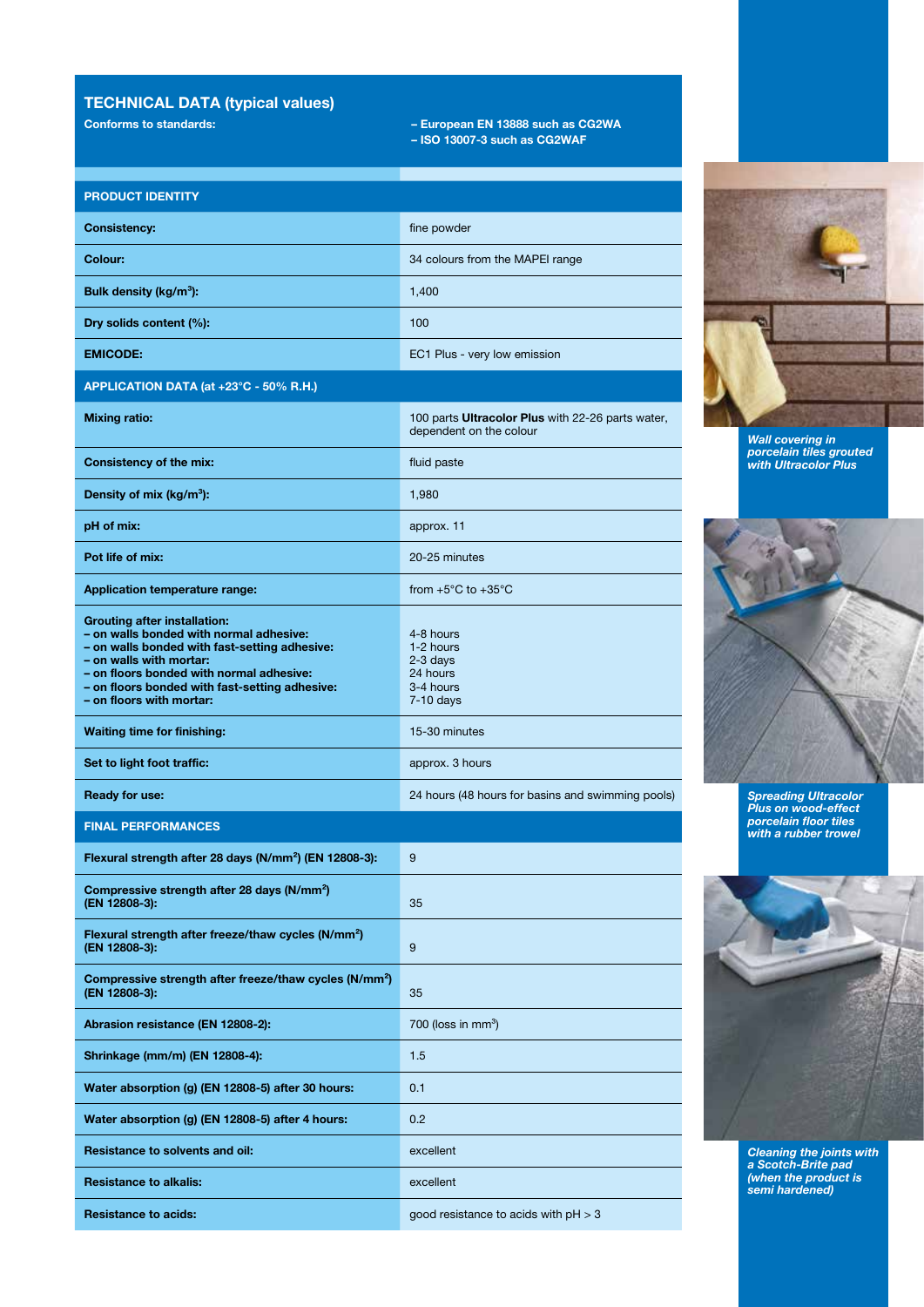## TECHNICAL DATA (typical values)

| Conforms to standards: | – European EN 13888 such as CG2WA<br>– ISO 13007-3 such as CG2WAF |
|---|---|
| **PRODUCT IDENTITY** | |
| **Consistency:** | fine powder |
| **Colour:** | 34 colours from the MAPEI range |
| **Bulk density (kg/m³):** | 1,400 |
| **Dry solids content (%):** | 100 |
| **EMICODE:** | EC1 Plus - very low emission |
| **APPLICATION DATA (at +23°C - 50% R.H.)** | |
| **Mixing ratio:** | 100 parts **Ultracolor Plus** with 22-26 parts water, dependent on the colour |
| **Consistency of the mix:** | fluid paste |
| **Density of mix (kg/m³):** | 1,980 |
| **pH of mix:** | approx. 11 |
| **Pot life of mix:** | 20-25 minutes |
| **Application temperature range:** | from +5°C to +35°C |
| **Grouting after installation:**<br>**– on walls bonded with normal adhesive:**<br>**– on walls bonded with fast-setting adhesive:**<br>**– on walls with mortar:**<br>**– on floors bonded with normal adhesive:**<br>**– on floors bonded with fast-setting adhesive:**<br>**– on floors with mortar:** | <br>4-8 hours<br>1-2 hours<br>2-3 days<br>24 hours<br>3-4 hours<br>7-10 days |
| **Waiting time for finishing:** | 15-30 minutes |
| **Set to light foot traffic:** | approx. 3 hours |
| **Ready for use:** | 24 hours (48 hours for basins and swimming pools) |
| **FINAL PERFORMANCES** | |
| **Flexural strength after 28 days (N/mm²) (EN 12808-3):** | 9 |
| **Compressive strength after 28 days (N/mm²) (EN 12808-3):** | 35 |
| **Flexural strength after freeze/thaw cycles (N/mm²) (EN 12808-3):** | 9 |
| **Compressive strength after freeze/thaw cycles (N/mm²) (EN 12808-3):** | 35 |
| **Abrasion resistance (EN 12808-2):** | 700 (loss in mm³) |
| **Shrinkage (mm/m) (EN 12808-4):** | 1.5 |
| **Water absorption (g) (EN 12808-5) after 30 hours:** | 0.1 |
| **Water absorption (g) (EN 12808-5) after 4 hours:** | 0.2 |
| **Resistance to solvents and oil:** | excellent |
| **Resistance to alkalis:** | excellent |
| **Resistance to acids:** | good resistance to acids with pH > 3 |

*Wall covering in porcelain tiles grouted with Ultracolor Plus*

*Spreading Ultracolor Plus on wood-effect porcelain floor tiles with a rubber trowel*

*Cleaning the joints with a Scotch-Brite pad (when the product is semi hardened)*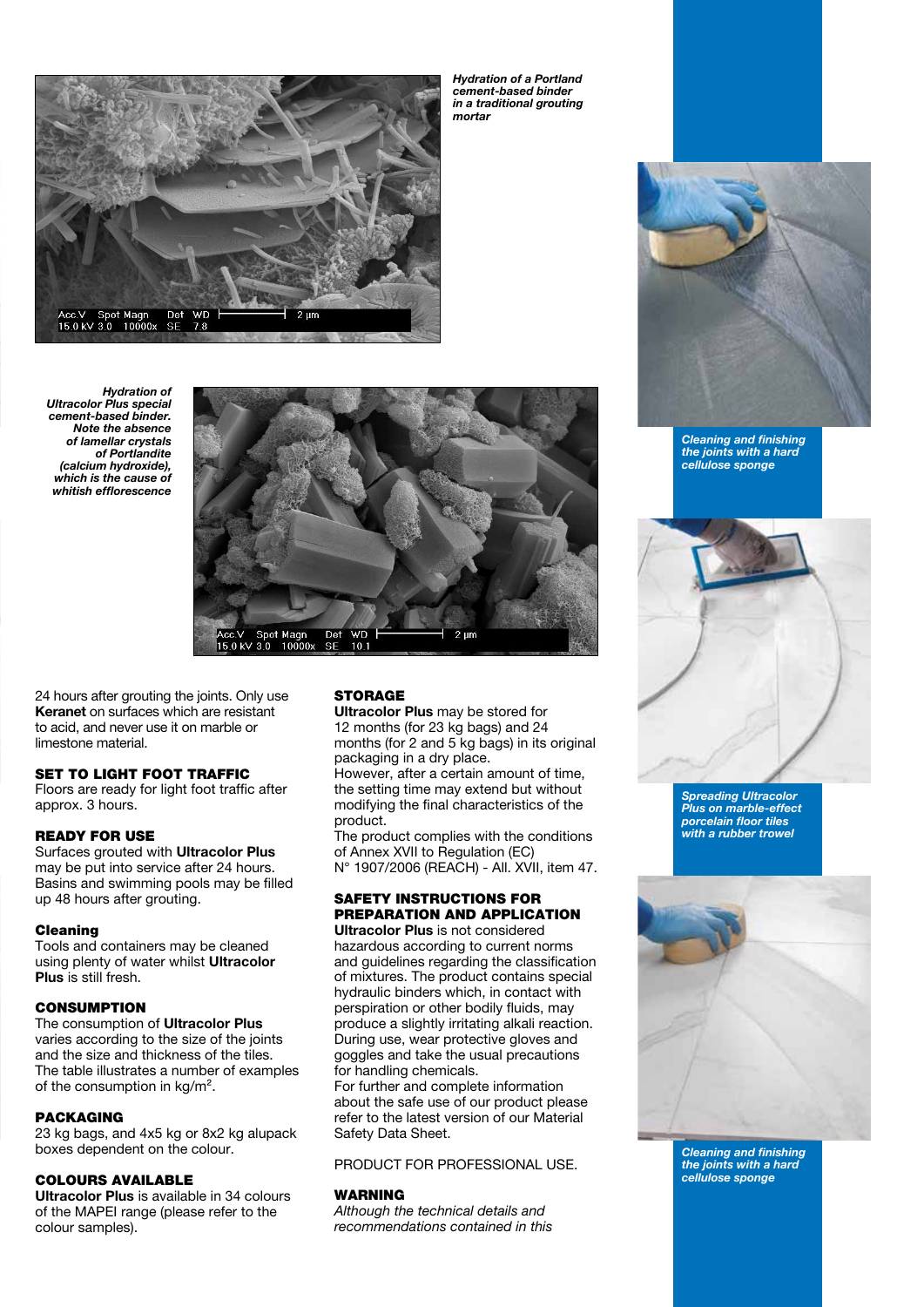*Hydration of a Portland cement-based binder in a traditional grouting mortar*

*Hydration of Ultracolor Plus special cement-based binder. Note the absence of lamellar crystals of Portlandite (calcium hydroxide), which is the cause of whitish efflorescence*

24 hours after grouting the joints. Only use **Keranet** on surfaces which are resistant to acid, and never use it on marble or limestone material.

## SET TO LIGHT FOOT TRAFFIC

Floors are ready for light foot traffic after approx. 3 hours.

## READY FOR USE

Surfaces grouted with **Ultracolor Plus** may be put into service after 24 hours. Basins and swimming pools may be filled up 48 hours after grouting.

## Cleaning

Tools and containers may be cleaned using plenty of water whilst **Ultracolor Plus** is still fresh.

## CONSUMPTION

The consumption of **Ultracolor Plus** varies according to the size of the joints and the size and thickness of the tiles. The table illustrates a number of examples of the consumption in kg/m$^2$.

## PACKAGING

23 kg bags, and 4x5 kg or 8x2 kg alupack boxes dependent on the colour.

## COLOURS AVAILABLE

**Ultracolor Plus** is available in 34 colours of the MAPEI range (please refer to the colour samples).

## STORAGE

**Ultracolor Plus** may be stored for 12 months (for 23 kg bags) and 24 months (for 2 and 5 kg bags) in its original packaging in a dry place.
However, after a certain amount of time, the setting time may extend but without modifying the final characteristics of the product.
The product complies with the conditions of Annex XVII to Regulation (EC) N° 1907/2006 (REACH) - All. XVII, item 47.

## SAFETY INSTRUCTIONS FOR PREPARATION AND APPLICATION

**Ultracolor Plus** is not considered hazardous according to current norms and guidelines regarding the classification of mixtures. The product contains special hydraulic binders which, in contact with perspiration or other bodily fluids, may produce a slightly irritating alkali reaction. During use, wear protective gloves and goggles and take the usual precautions for handling chemicals.
For further and complete information about the safe use of our product please refer to the latest version of our Material Safety Data Sheet.

PRODUCT FOR PROFESSIONAL USE.

## WARNING

*Although the technical details and recommendations contained in this*

*Cleaning and finishing the joints with a hard cellulose sponge*

*Spreading Ultracolor Plus on marble-effect porcelain floor tiles with a rubber trowel*

*Cleaning and finishing the joints with a hard cellulose sponge*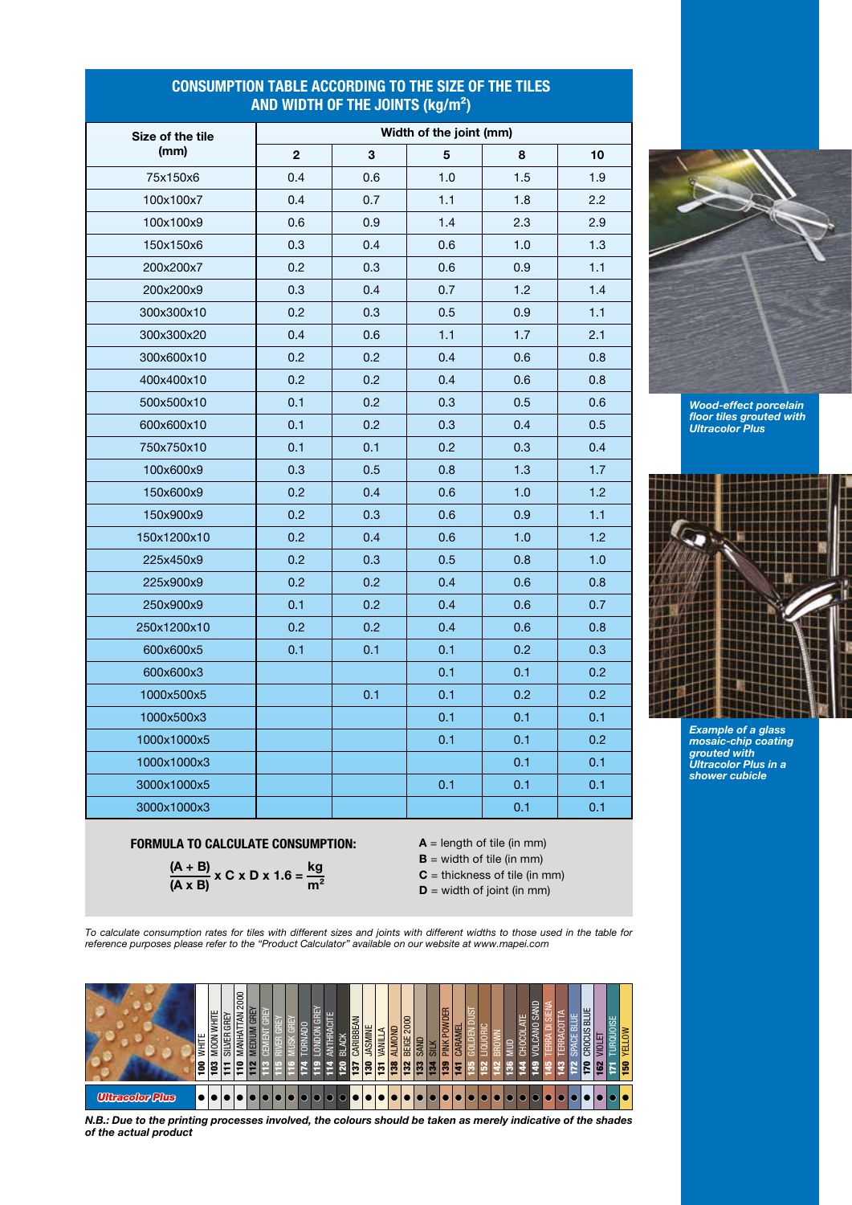## CONSUMPTION TABLE ACCORDING TO THE SIZE OF THE TILES AND WIDTH OF THE JOINTS (kg/m²)

| Size of the tile (mm) | Width of the joint (mm) | | | | |
|---|---|---|---|---|---|
| | 2 | 3 | 5 | 8 | 10 |
| 75x150x6 | 0.4 | 0.6 | 1.0 | 1.5 | 1.9 |
| 100x100x7 | 0.4 | 0.7 | 1.1 | 1.8 | 2.2 |
| 100x100x9 | 0.6 | 0.9 | 1.4 | 2.3 | 2.9 |
| 150x150x6 | 0.3 | 0.4 | 0.6 | 1.0 | 1.3 |
| 200x200x7 | 0.2 | 0.3 | 0.6 | 0.9 | 1.1 |
| 200x200x9 | 0.3 | 0.4 | 0.7 | 1.2 | 1.4 |
| 300x300x10 | 0.2 | 0.3 | 0.5 | 0.9 | 1.1 |
| 300x300x20 | 0.4 | 0.6 | 1.1 | 1.7 | 2.1 |
| 300x600x10 | 0.2 | 0.2 | 0.4 | 0.6 | 0.8 |
| 400x400x10 | 0.2 | 0.2 | 0.4 | 0.6 | 0.8 |
| 500x500x10 | 0.1 | 0.2 | 0.3 | 0.5 | 0.6 |
| 600x600x10 | 0.1 | 0.2 | 0.3 | 0.4 | 0.5 |
| 750x750x10 | 0.1 | 0.1 | 0.2 | 0.3 | 0.4 |
| 100x600x9 | 0.3 | 0.5 | 0.8 | 1.3 | 1.7 |
| 150x600x9 | 0.2 | 0.4 | 0.6 | 1.0 | 1.2 |
| 150x900x9 | 0.2 | 0.3 | 0.6 | 0.9 | 1.1 |
| 150x1200x10 | 0.2 | 0.4 | 0.6 | 1.0 | 1.2 |
| 225x450x9 | 0.2 | 0.3 | 0.5 | 0.8 | 1.0 |
| 225x900x9 | 0.2 | 0.2 | 0.4 | 0.6 | 0.8 |
| 250x900x9 | 0.1 | 0.2 | 0.4 | 0.6 | 0.7 |
| 250x1200x10 | 0.2 | 0.2 | 0.4 | 0.6 | 0.8 |
| 600x600x5 | 0.1 | 0.1 | 0.1 | 0.2 | 0.3 |
| 600x600x3 | | | 0.1 | 0.1 | 0.2 |
| 1000x500x5 | | 0.1 | 0.1 | 0.2 | 0.2 |
| 1000x500x3 | | | 0.1 | 0.1 | 0.1 |
| 1000x1000x5 | | | 0.1 | 0.1 | 0.2 |
| 1000x1000x3 | | | | 0.1 | 0.1 |
| 3000x1000x5 | | | 0.1 | 0.1 | 0.1 |
| 3000x1000x3 | | | | 0.1 | 0.1 |

**FORMULA TO CALCULATE CONSUMPTION:**

$$\frac{(A + B)}{(A \times B)} \times C \times D \times 1.6 = \frac{kg}{m^2}$$

**A** = length of tile (in mm)
**B** = width of tile (in mm)
**C** = thickness of tile (in mm)
**D** = width of joint (in mm)

*To calculate consumption rates for tiles with different sizes and joints with different widths to those used in the table for reference purposes please refer to the "Product Calculator" available on our website at www.mapei.com*

*Wood-effect porcelain floor tiles grouted with Ultracolor Plus*

*Example of a glass mosaic-chip coating grouted with Ultracolor Plus in a shower cubicle*

| | 100 WHITE | 103 MOON WHITE | 111 SILVER GREY | 110 MANHATTAN 2000 | 112 MEDIUM GREY | 113 CEMENT GREY | 115 RIVER GREY | 116 MUSK GREY | 174 TORNADO | 119 LONDON GREY | 114 ANTHRACITE | 120 BLACK | 137 CARIBBEAN | 130 JASMINE | 131 VANILLA | 138 ALMOND | 132 BEIGE 2000 | 133 SAND | 134 SILK | 139 PINK POWDER | 141 CARAMEL | 135 GOLDEN DUST | 152 LIQUORIC | 142 BROWN | 136 MUD | 144 CHOCOLATE | 149 VOLCANO SAND | 145 TERRA DI SIENA | 143 TERRACOTTA | 172 SPACE BLUE | 170 CROCUS BLUE | 162 VIOLET | 171 TURQUOISE | 150 YELLOW |
|---|---|---|---|---|---|---|---|---|---|---|---|---|---|---|---|---|---|---|---|---|---|---|---|---|---|---|---|---|---|---|---|---|---|---|
| Ultracolor Plus | ● | ● | ● | ● | ● | ● | ● | ● | ● | ● | ● | ● | ● | ● | ● | ● | ● | ● | ● | ● | ● | ● | ● | ● | ● | ● | ● | ● | ● | ● | ● | ● | ● | ● |

***N.B.: Due to the printing processes involved, the colours should be taken as merely indicative of the shades of the actual product***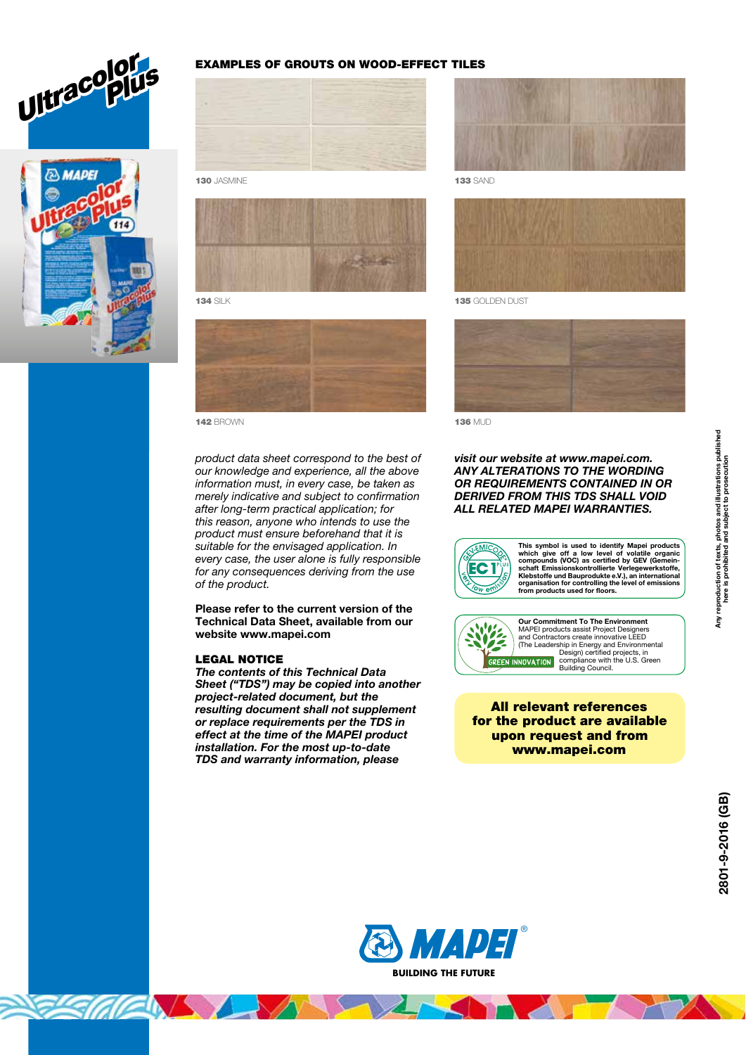## EXAMPLES OF GROUTS ON WOOD-EFFECT TILES

**130** JASMINE

**133** SAND

**134** SILK

**135** GOLDEN DUST

**142** BROWN

**136** MUD

*product data sheet correspond to the best of our knowledge and experience, all the above information must, in every case, be taken as merely indicative and subject to confirmation after long-term practical application; for this reason, anyone who intends to use the product must ensure beforehand that it is suitable for the envisaged application. In every case, the user alone is fully responsible for any consequences deriving from the use of the product.*

**Please refer to the current version of the Technical Data Sheet, available from our website www.mapei.com**

### LEGAL NOTICE

***The contents of this Technical Data Sheet ("TDS") may be copied into another project-related document, but the resulting document shall not supplement or replace requirements per the TDS in effect at the time of the MAPEI product installation. For the most up-to-date TDS and warranty information, please visit our website at www.mapei.com. ANY ALTERATIONS TO THE WORDING OR REQUIREMENTS CONTAINED IN OR DERIVED FROM THIS TDS SHALL VOID ALL RELATED MAPEI WARRANTIES.***

**This symbol is used to identify Mapei products which give off a low level of volatile organic compounds (VOC) as certified by GEV (Gemeinschaft Emissionskontrollierte Verlegewerkstoffe, Klebstoffe und Bauprodukte e.V.), an international organisation for controlling the level of emissions from products used for floors.**

**Our Commitment To The Environment**
MAPEI products assist Project Designers and Contractors create innovative LEED (The Leadership in Energy and Environmental Design) certified projects, in compliance with the U.S. Green Building Council.

**All relevant references for the product are available upon request and from www.mapei.com**

Any reproduction of texts, photos and illustrations published here is prohibited and subject to prosecution

2801-9-2016 (GB)

MAPEI
BUILDING THE FUTURE